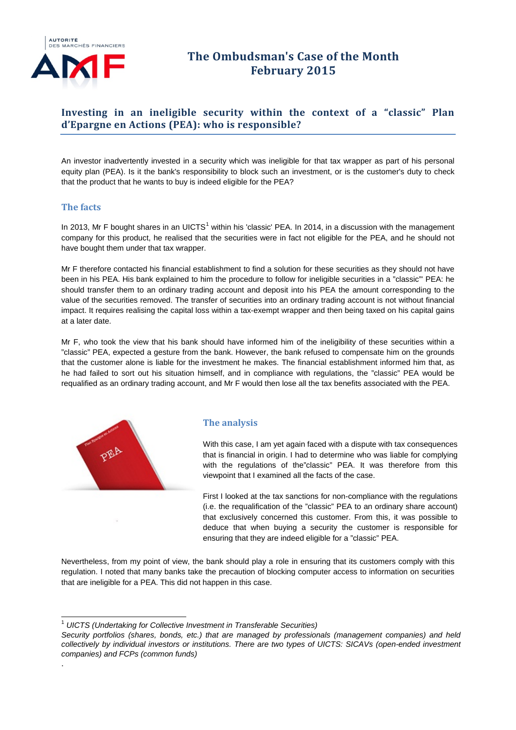# The Ombudsman's Case of the Month
# February 2015

## Investing in an ineligible security within the context of a "classic" Plan d'Epargne en Actions (PEA): who is responsible?

An investor inadvertently invested in a security which was ineligible for that tax wrapper as part of his personal equity plan (PEA). Is it the bank's responsibility to block such an investment, or is the customer's duty to check that the product that he wants to buy is indeed eligible for the PEA?

### The facts

In 2013, Mr F bought shares in an UICTS[1] within his 'classic' PEA. In 2014, in a discussion with the management company for this product, he realised that the securities were in fact not eligible for the PEA, and he should not have bought them under that tax wrapper.

Mr F therefore contacted his financial establishment to find a solution for these securities as they should not have been in his PEA. His bank explained to him the procedure to follow for ineligible securities in a "classic"' PEA: he should transfer them to an ordinary trading account and deposit into his PEA the amount corresponding to the value of the securities removed. The transfer of securities into an ordinary trading account is not without financial impact. It requires realising the capital loss within a tax-exempt wrapper and then being taxed on his capital gains at a later date.

Mr F, who took the view that his bank should have informed him of the ineligibility of these securities within a "classic" PEA, expected a gesture from the bank. However, the bank refused to compensate him on the grounds that the customer alone is liable for the investment he makes. The financial establishment informed him that, as he had failed to sort out his situation himself, and in compliance with regulations, the "classic" PEA would be requalified as an ordinary trading account, and Mr F would then lose all the tax benefits associated with the PEA.

### The analysis

With this case, I am yet again faced with a dispute with tax consequences that is financial in origin. I had to determine who was liable for complying with the regulations of the"classic" PEA. It was therefore from this viewpoint that I examined all the facts of the case.

First I looked at the tax sanctions for non-compliance with the regulations (i.e. the requalification of the "classic" PEA to an ordinary share account) that exclusively concerned this customer. From this, it was possible to deduce that when buying a security the customer is responsible for ensuring that they are indeed eligible for a "classic" PEA.

Nevertheless, from my point of view, the bank should play a role in ensuring that its customers comply with this regulation. I noted that many banks take the precaution of blocking computer access to information on securities that are ineligible for a PEA. This did not happen in this case.

---

[1] *UICTS (Undertaking for Collective Investment in Transferable Securities)*
*Security portfolios (shares, bonds, etc.) that are managed by professionals (management companies) and held collectively by individual investors or institutions. There are two types of UICTS: SICAVs (open-ended investment companies) and FCPs (common funds)*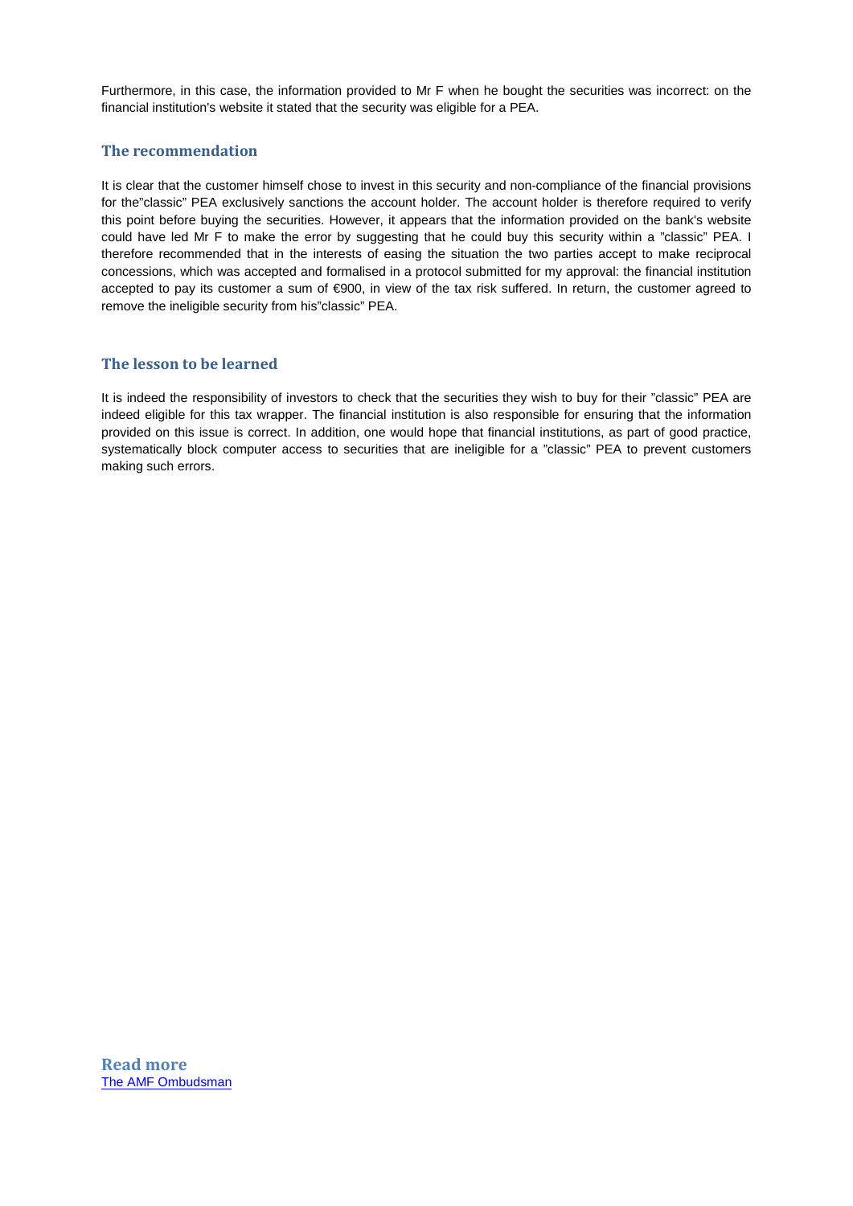Furthermore, in this case, the information provided to Mr F when he bought the securities was incorrect: on the financial institution's website it stated that the security was eligible for a PEA.

## The recommendation

It is clear that the customer himself chose to invest in this security and non-compliance of the financial provisions for the"classic" PEA exclusively sanctions the account holder. The account holder is therefore required to verify this point before buying the securities. However, it appears that the information provided on the bank's website could have led Mr F to make the error by suggesting that he could buy this security within a "classic" PEA. I therefore recommended that in the interests of easing the situation the two parties accept to make reciprocal concessions, which was accepted and formalised in a protocol submitted for my approval: the financial institution accepted to pay its customer a sum of €900, in view of the tax risk suffered. In return, the customer agreed to remove the ineligible security from his"classic" PEA.

## The lesson to be learned

It is indeed the responsibility of investors to check that the securities they wish to buy for their "classic" PEA are indeed eligible for this tax wrapper. The financial institution is also responsible for ensuring that the information provided on this issue is correct. In addition, one would hope that financial institutions, as part of good practice, systematically block computer access to securities that are ineligible for a "classic" PEA to prevent customers making such errors.

## Read more

[The AMF Ombudsman]